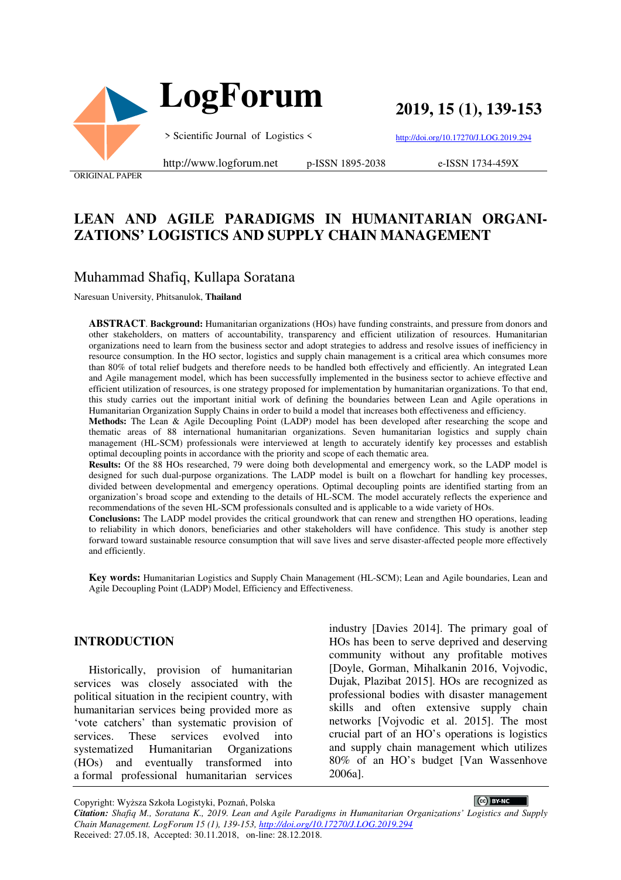ORIGINAL PAPER

# LEAN AND AGILE PARADIGMS IN HUMANITARIAN ORGANIZATIONS' LOGISTICS AND SUPPLY CHAIN MANAGEMENT

## Muhammad Shafiq, Kullapa Soratana

Naresuan University, Phitsanulok, **Thailand**

**ABSTRACT**. **Background:** Humanitarian organizations (HOs) have funding constraints, and pressure from donors and other stakeholders, on matters of accountability, transparency and efficient utilization of resources. Humanitarian organizations need to learn from the business sector and adopt strategies to address and resolve issues of inefficiency in resource consumption. In the HO sector, logistics and supply chain management is a critical area which consumes more than 80% of total relief budgets and therefore needs to be handled both effectively and efficiently. An integrated Lean and Agile management model, which has been successfully implemented in the business sector to achieve effective and efficient utilization of resources, is one strategy proposed for implementation by humanitarian organizations. To that end, this study carries out the important initial work of defining the boundaries between Lean and Agile operations in Humanitarian Organization Supply Chains in order to build a model that increases both effectiveness and efficiency.
**Methods:** The Lean & Agile Decoupling Point (LADP) model has been developed after researching the scope and thematic areas of 88 international humanitarian organizations. Seven humanitarian logistics and supply chain management (HL-SCM) professionals were interviewed at length to accurately identify key processes and establish optimal decoupling points in accordance with the priority and scope of each thematic area.
**Results:** Of the 88 HOs researched, 79 were doing both developmental and emergency work, so the LADP model is designed for such dual-purpose organizations. The LADP model is built on a flowchart for handling key processes, divided between developmental and emergency operations. Optimal decoupling points are identified starting from an organization's broad scope and extending to the details of HL-SCM. The model accurately reflects the experience and recommendations of the seven HL-SCM professionals consulted and is applicable to a wide variety of HOs.
**Conclusions:** The LADP model provides the critical groundwork that can renew and strengthen HO operations, leading to reliability in which donors, beneficiaries and other stakeholders will have confidence. This study is another step forward toward sustainable resource consumption that will save lives and serve disaster-affected people more effectively and efficiently.

**Key words:** Humanitarian Logistics and Supply Chain Management (HL-SCM); Lean and Agile boundaries, Lean and Agile Decoupling Point (LADP) Model, Efficiency and Effectiveness.

## INTRODUCTION

Historically, provision of humanitarian services was closely associated with the political situation in the recipient country, with humanitarian services being provided more as 'vote catchers' than systematic provision of services. These services evolved into systematized Humanitarian Organizations (HOs) and eventually transformed into a formal professional humanitarian services industry [Davies 2014]. The primary goal of HOs has been to serve deprived and deserving community without any profitable motives [Doyle, Gorman, Mihalkanin 2016, Vojvodic, Dujak, Plazibat 2015]. HOs are recognized as professional bodies with disaster management skills and often extensive supply chain networks [Vojvodic et al. 2015]. The most crucial part of an HO's operations is logistics and supply chain management which utilizes 80% of an HO's budget [Van Wassenhove 2006a].

Copyright: Wyższa Szkoła Logistyki, Poznań, Polska

*Citation: Shafiq M., Soratana K., 2019. Lean and Agile Paradigms in Humanitarian Organizations' Logistics and Supply Chain Management. LogForum 15 (1), 139-153, http://doi.org/10.17270/J.LOG.2019.294*

Received: 27.05.18, Accepted: 30.11.2018, on-line: 28.12.2018.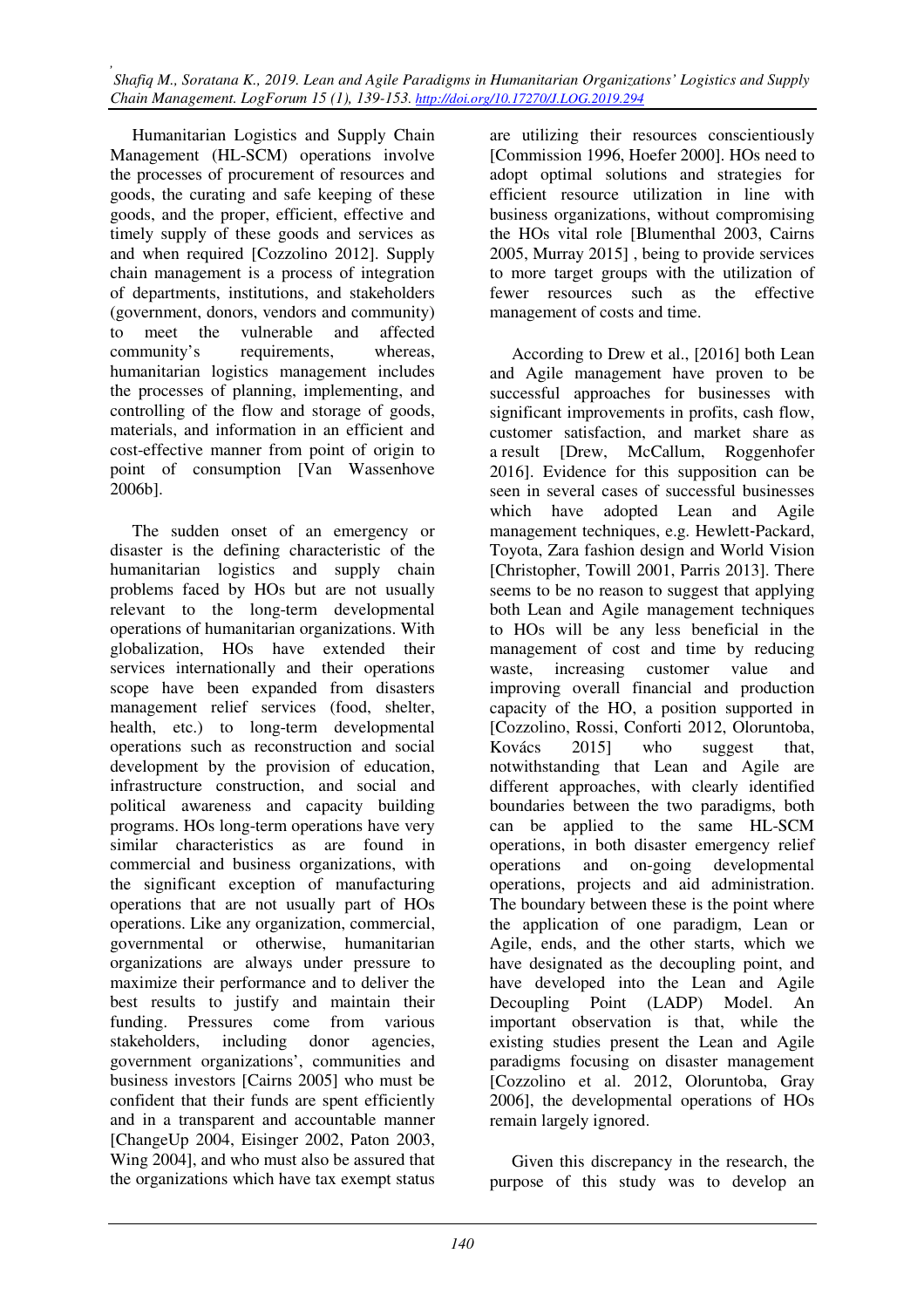Humanitarian Logistics and Supply Chain Management (HL-SCM) operations involve the processes of procurement of resources and goods, the curating and safe keeping of these goods, and the proper, efficient, effective and timely supply of these goods and services as and when required [Cozzolino 2012]. Supply chain management is a process of integration of departments, institutions, and stakeholders (government, donors, vendors and community) to meet the vulnerable and affected community's requirements, whereas, humanitarian logistics management includes the processes of planning, implementing, and controlling of the flow and storage of goods, materials, and information in an efficient and cost-effective manner from point of origin to point of consumption [Van Wassenhove 2006b].

The sudden onset of an emergency or disaster is the defining characteristic of the humanitarian logistics and supply chain problems faced by HOs but are not usually relevant to the long-term developmental operations of humanitarian organizations. With globalization, HOs have extended their services internationally and their operations scope have been expanded from disasters management relief services (food, shelter, health, etc.) to long-term developmental operations such as reconstruction and social development by the provision of education, infrastructure construction, and social and political awareness and capacity building programs. HOs long-term operations have very similar characteristics as are found in commercial and business organizations, with the significant exception of manufacturing operations that are not usually part of HOs operations. Like any organization, commercial, governmental or otherwise, humanitarian organizations are always under pressure to maximize their performance and to deliver the best results to justify and maintain their funding. Pressures come from various stakeholders, including donor agencies, government organizations', communities and business investors [Cairns 2005] who must be confident that their funds are spent efficiently and in a transparent and accountable manner [ChangeUp 2004, Eisinger 2002, Paton 2003, Wing 2004], and who must also be assured that the organizations which have tax exempt status are utilizing their resources conscientiously [Commission 1996, Hoefer 2000]. HOs need to adopt optimal solutions and strategies for efficient resource utilization in line with business organizations, without compromising the HOs vital role [Blumenthal 2003, Cairns 2005, Murray 2015] , being to provide services to more target groups with the utilization of fewer resources such as the effective management of costs and time.

According to Drew et al., [2016] both Lean and Agile management have proven to be successful approaches for businesses with significant improvements in profits, cash flow, customer satisfaction, and market share as a result [Drew, McCallum, Roggenhofer 2016]. Evidence for this supposition can be seen in several cases of successful businesses which have adopted Lean and Agile management techniques, e.g. Hewlett-Packard, Toyota, Zara fashion design and World Vision [Christopher, Towill 2001, Parris 2013]. There seems to be no reason to suggest that applying both Lean and Agile management techniques to HOs will be any less beneficial in the management of cost and time by reducing waste, increasing customer value and improving overall financial and production capacity of the HO, a position supported in [Cozzolino, Rossi, Conforti 2012, Oloruntoba, Kovács 2015] who suggest that, notwithstanding that Lean and Agile are different approaches, with clearly identified boundaries between the two paradigms, both can be applied to the same HL-SCM operations, in both disaster emergency relief operations and on-going developmental operations, projects and aid administration. The boundary between these is the point where the application of one paradigm, Lean or Agile, ends, and the other starts, which we have designated as the decoupling point, and have developed into the Lean and Agile Decoupling Point (LADP) Model. An important observation is that, while the existing studies present the Lean and Agile paradigms focusing on disaster management [Cozzolino et al. 2012, Oloruntoba, Gray 2006], the developmental operations of HOs remain largely ignored.

Given this discrepancy in the research, the purpose of this study was to develop an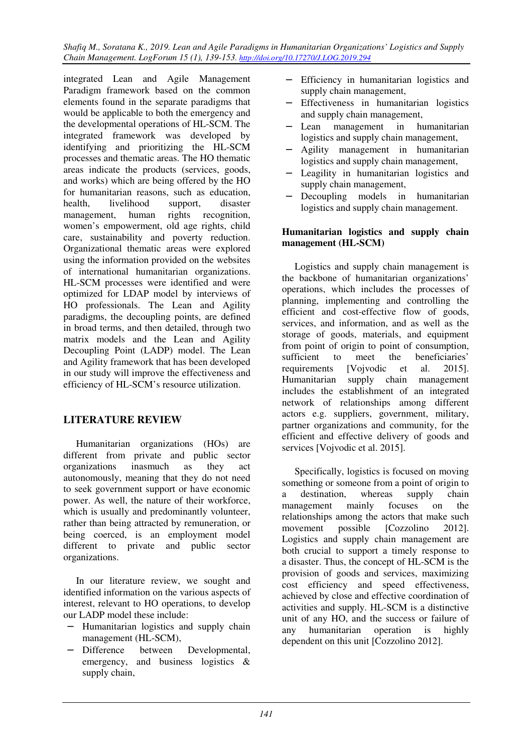integrated Lean and Agile Management Paradigm framework based on the common elements found in the separate paradigms that would be applicable to both the emergency and the developmental operations of HL-SCM. The integrated framework was developed by identifying and prioritizing the HL-SCM processes and thematic areas. The HO thematic areas indicate the products (services, goods, and works) which are being offered by the HO for humanitarian reasons, such as education, health, livelihood support, disaster management, human rights recognition, women's empowerment, old age rights, child care, sustainability and poverty reduction. Organizational thematic areas were explored using the information provided on the websites of international humanitarian organizations. HL-SCM processes were identified and were optimized for LDAP model by interviews of HO professionals. The Lean and Agility paradigms, the decoupling points, are defined in broad terms, and then detailed, through two matrix models and the Lean and Agility Decoupling Point (LADP) model. The Lean and Agility framework that has been developed in our study will improve the effectiveness and efficiency of HL-SCM's resource utilization.

## LITERATURE REVIEW

Humanitarian organizations (HOs) are different from private and public sector organizations inasmuch as they act autonomously, meaning that they do not need to seek government support or have economic power. As well, the nature of their workforce, which is usually and predominantly volunteer, rather than being attracted by remuneration, or being coerced, is an employment model different to private and public sector organizations.

In our literature review, we sought and identified information on the various aspects of interest, relevant to HO operations, to develop our LADP model these include:

- Humanitarian logistics and supply chain management (HL-SCM),
- Difference between Developmental, emergency, and business logistics & supply chain,
- Efficiency in humanitarian logistics and supply chain management,
- Effectiveness in humanitarian logistics and supply chain management,
- Lean management in humanitarian logistics and supply chain management,
- Agility management in humanitarian logistics and supply chain management,
- Leagility in humanitarian logistics and supply chain management,
- Decoupling models in humanitarian logistics and supply chain management.

**Humanitarian logistics and supply chain management (HL-SCM)**

Logistics and supply chain management is the backbone of humanitarian organizations' operations, which includes the processes of planning, implementing and controlling the efficient and cost-effective flow of goods, services, and information, and as well as the storage of goods, materials, and equipment from point of origin to point of consumption, sufficient to meet the beneficiaries' requirements [Vojvodic et al. 2015]. Humanitarian supply chain management includes the establishment of an integrated network of relationships among different actors e.g. suppliers, government, military, partner organizations and community, for the efficient and effective delivery of goods and services [Vojvodic et al. 2015].

Specifically, logistics is focused on moving something or someone from a point of origin to a destination, whereas supply chain management mainly focuses on the relationships among the actors that make such movement possible [Cozzolino 2012]. Logistics and supply chain management are both crucial to support a timely response to a disaster. Thus, the concept of HL-SCM is the provision of goods and services, maximizing cost efficiency and speed effectiveness, achieved by close and effective coordination of activities and supply. HL-SCM is a distinctive unit of any HO, and the success or failure of any humanitarian operation is highly dependent on this unit [Cozzolino 2012].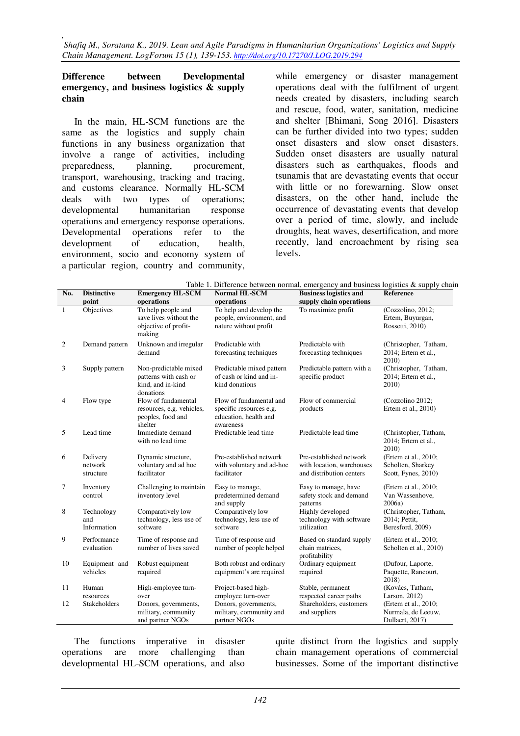## Difference between Developmental emergency, and business logistics & supply chain

In the main, HL-SCM functions are the same as the logistics and supply chain functions in any business organization that involve a range of activities, including preparedness, planning, procurement, transport, warehousing, tracking and tracing, and customs clearance. Normally HL-SCM deals with two types of operations; developmental humanitarian response operations and emergency response operations. Developmental operations refer to the development of education, health, environment, socio and economy system of a particular region, country and community, while emergency or disaster management operations deal with the fulfilment of urgent needs created by disasters, including search and rescue, food, water, sanitation, medicine and shelter [Bhimani, Song 2016]. Disasters can be further divided into two types; sudden onset disasters and slow onset disasters. Sudden onset disasters are usually natural disasters such as earthquakes, floods and tsunamis that are devastating events that occur with little or no forewarning. Slow onset disasters, on the other hand, include the occurrence of devastating events that develop over a period of time, slowly, and include droughts, heat waves, desertification, and more recently, land encroachment by rising sea levels.

Table 1. Difference between normal, emergency and business logistics & supply chain

| No. | Distinctive point | Emergency HL-SCM operations | Normal HL-SCM operations | Business logistics and supply chain operations | Reference |
|---|---|---|---|---|---|
| 1 | Objectives | To help people and save lives without the objective of profit-making | To help and develop the people, environment, and nature without profit | To maximize profit | (Cozzolino, 2012; Ertem, Buyurgan, Rossetti, 2010) |
| 2 | Demand pattern | Unknown and irregular demand | Predictable with forecasting techniques | Predictable with forecasting techniques | (Christopher, Tatham, 2014; Ertem et al., 2010) |
| 3 | Supply pattern | Non-predictable mixed patterns with cash or kind, and in-kind donations | Predictable mixed pattern of cash or kind and in-kind donations | Predictable pattern with a specific product | (Christopher, Tatham, 2014; Ertem et al., 2010) |
| 4 | Flow type | Flow of fundamental resources, e.g. vehicles, peoples, food and shelter | Flow of fundamental and specific resources e.g. education, health and awareness | Flow of commercial products | (Cozzolino 2012; Ertem et al., 2010) |
| 5 | Lead time | Immediate demand with no lead time | Predictable lead time | Predictable lead time | (Christopher, Tatham, 2014; Ertem et al., 2010) |
| 6 | Delivery network structure | Dynamic structure, voluntary and ad hoc facilitator | Pre-established network with voluntary and ad-hoc facilitator | Pre-established network with location, warehouses and distribution centers | (Ertem et al., 2010; Scholten, Sharkey Scott, Fynes, 2010) |
| 7 | Inventory control | Challenging to maintain inventory level | Easy to manage, predetermined demand and supply | Easy to manage, have safety stock and demand patterns | (Ertem et al., 2010; Van Wassenhove, 2006a) |
| 8 | Technology and Information | Comparatively low technology, less use of software | Comparatively low technology, less use of software | Highly developed technology with software utilization | (Christopher, Tatham, 2014; Pettit, Beresford, 2009) |
| 9 | Performance evaluation | Time of response and number of lives saved | Time of response and number of people helped | Based on standard supply chain matrices, profitability | (Ertem et al., 2010; Scholten et al., 2010) |
| 10 | Equipment and vehicles | Robust equipment required | Both robust and ordinary equipment's are required | Ordinary equipment required | (Dufour, Laporte, Paquette, Rancourt, 2018) |
| 11 | Human resources | High-employee turn-over | Project-based high-employee turn-over | Stable, permanent respected career paths | (Kovács, Tatham, Larson, 2012) |
| 12 | Stakeholders | Donors, governments, military, community and partner NGOs | Donors, governments, military, community and partner NGOs | Shareholders, customers and suppliers | (Ertem et al., 2010; Nurmala, de Leeuw, Dullaert, 2017) |

The functions imperative in disaster operations are more challenging than developmental HL-SCM operations, and also quite distinct from the logistics and supply chain management operations of commercial businesses. Some of the important distinctive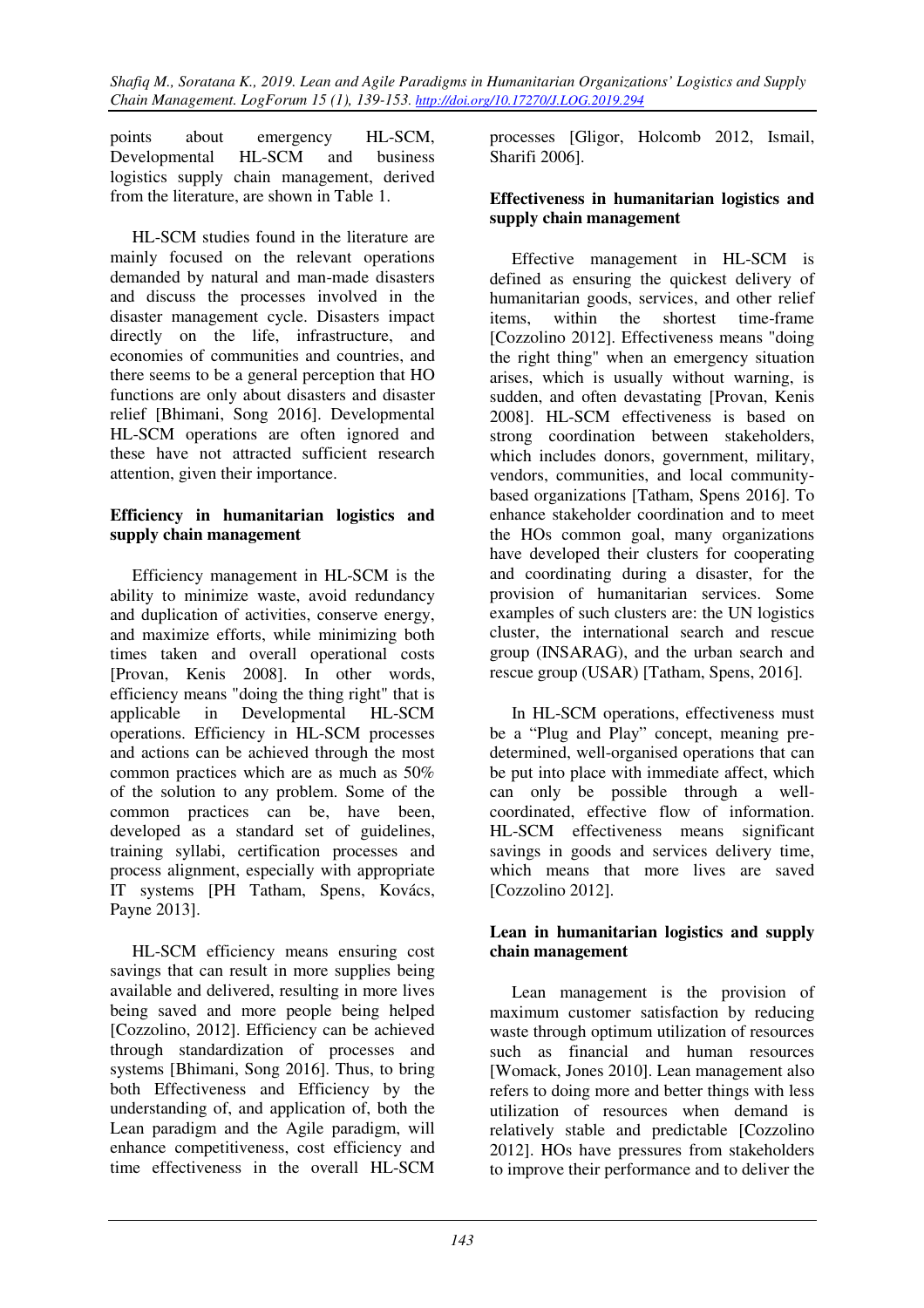points about emergency HL-SCM, Developmental HL-SCM and business logistics supply chain management, derived from the literature, are shown in Table 1.

HL-SCM studies found in the literature are mainly focused on the relevant operations demanded by natural and man-made disasters and discuss the processes involved in the disaster management cycle. Disasters impact directly on the life, infrastructure, and economies of communities and countries, and there seems to be a general perception that HO functions are only about disasters and disaster relief [Bhimani, Song 2016]. Developmental HL-SCM operations are often ignored and these have not attracted sufficient research attention, given their importance.

### Efficiency in humanitarian logistics and supply chain management

Efficiency management in HL-SCM is the ability to minimize waste, avoid redundancy and duplication of activities, conserve energy, and maximize efforts, while minimizing both times taken and overall operational costs [Provan, Kenis 2008]. In other words, efficiency means "doing the thing right" that is applicable in Developmental HL-SCM operations. Efficiency in HL-SCM processes and actions can be achieved through the most common practices which are as much as 50% of the solution to any problem. Some of the common practices can be, have been, developed as a standard set of guidelines, training syllabi, certification processes and process alignment, especially with appropriate IT systems [PH Tatham, Spens, Kovács, Payne 2013].

HL-SCM efficiency means ensuring cost savings that can result in more supplies being available and delivered, resulting in more lives being saved and more people being helped [Cozzolino, 2012]. Efficiency can be achieved through standardization of processes and systems [Bhimani, Song 2016]. Thus, to bring both Effectiveness and Efficiency by the understanding of, and application of, both the Lean paradigm and the Agile paradigm, will enhance competitiveness, cost efficiency and time effectiveness in the overall HL-SCM processes [Gligor, Holcomb 2012, Ismail, Sharifi 2006].

### Effectiveness in humanitarian logistics and supply chain management

Effective management in HL-SCM is defined as ensuring the quickest delivery of humanitarian goods, services, and other relief items, within the shortest time-frame [Cozzolino 2012]. Effectiveness means "doing the right thing" when an emergency situation arises, which is usually without warning, is sudden, and often devastating [Provan, Kenis 2008]. HL-SCM effectiveness is based on strong coordination between stakeholders, which includes donors, government, military, vendors, communities, and local community-based organizations [Tatham, Spens 2016]. To enhance stakeholder coordination and to meet the HOs common goal, many organizations have developed their clusters for cooperating and coordinating during a disaster, for the provision of humanitarian services. Some examples of such clusters are: the UN logistics cluster, the international search and rescue group (INSARAG), and the urban search and rescue group (USAR) [Tatham, Spens, 2016].

In HL-SCM operations, effectiveness must be a "Plug and Play" concept, meaning pre-determined, well-organised operations that can be put into place with immediate affect, which can only be possible through a well-coordinated, effective flow of information. HL-SCM effectiveness means significant savings in goods and services delivery time, which means that more lives are saved [Cozzolino 2012].

### Lean in humanitarian logistics and supply chain management

Lean management is the provision of maximum customer satisfaction by reducing waste through optimum utilization of resources such as financial and human resources [Womack, Jones 2010]. Lean management also refers to doing more and better things with less utilization of resources when demand is relatively stable and predictable [Cozzolino 2012]. HOs have pressures from stakeholders to improve their performance and to deliver the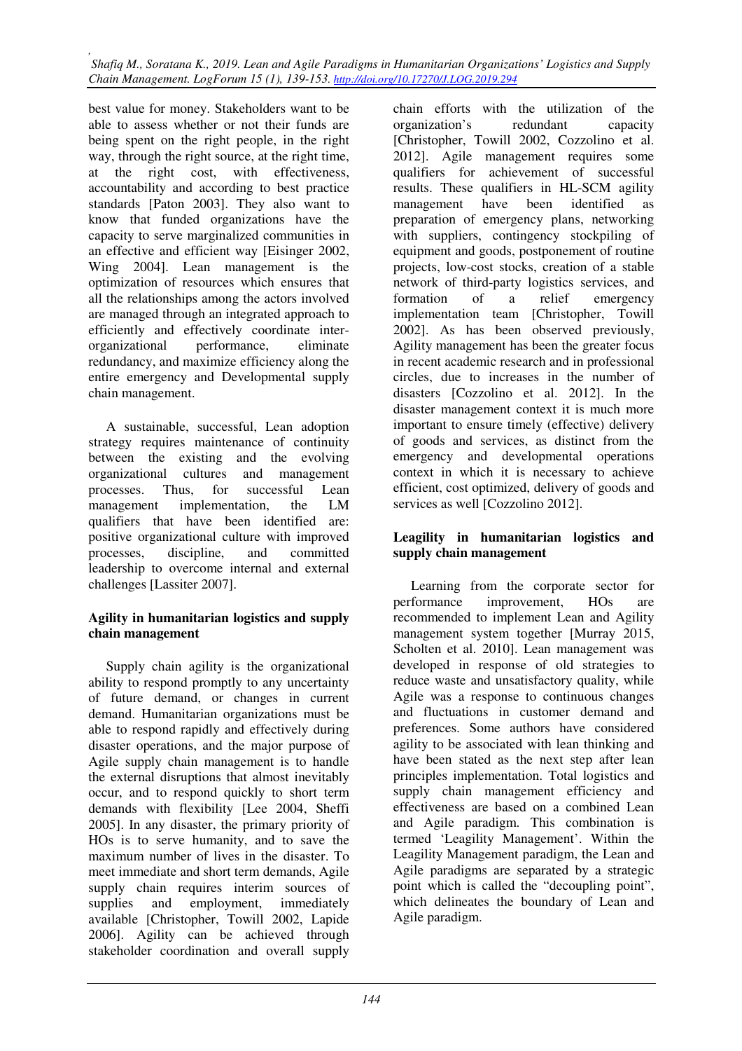best value for money. Stakeholders want to be able to assess whether or not their funds are being spent on the right people, in the right way, through the right source, at the right time, at the right cost, with effectiveness, accountability and according to best practice standards [Paton 2003]. They also want to know that funded organizations have the capacity to serve marginalized communities in an effective and efficient way [Eisinger 2002, Wing 2004]. Lean management is the optimization of resources which ensures that all the relationships among the actors involved are managed through an integrated approach to efficiently and effectively coordinate inter-organizational performance, eliminate redundancy, and maximize efficiency along the entire emergency and Developmental supply chain management.

A sustainable, successful, Lean adoption strategy requires maintenance of continuity between the existing and the evolving organizational cultures and management processes. Thus, for successful Lean management implementation, the LM qualifiers that have been identified are: positive organizational culture with improved processes, discipline, and committed leadership to overcome internal and external challenges [Lassiter 2007].

## Agility in humanitarian logistics and supply chain management

Supply chain agility is the organizational ability to respond promptly to any uncertainty of future demand, or changes in current demand. Humanitarian organizations must be able to respond rapidly and effectively during disaster operations, and the major purpose of Agile supply chain management is to handle the external disruptions that almost inevitably occur, and to respond quickly to short term demands with flexibility [Lee 2004, Sheffi 2005]. In any disaster, the primary priority of HOs is to serve humanity, and to save the maximum number of lives in the disaster. To meet immediate and short term demands, Agile supply chain requires interim sources of supplies and employment, immediately available [Christopher, Towill 2002, Lapide 2006]. Agility can be achieved through stakeholder coordination and overall supply chain efforts with the utilization of the organization's redundant capacity [Christopher, Towill 2002, Cozzolino et al. 2012]. Agile management requires some qualifiers for achievement of successful results. These qualifiers in HL-SCM agility management have been identified as preparation of emergency plans, networking with suppliers, contingency stockpiling of equipment and goods, postponement of routine projects, low-cost stocks, creation of a stable network of third-party logistics services, and formation of a relief emergency implementation team [Christopher, Towill 2002]. As has been observed previously, Agility management has been the greater focus in recent academic research and in professional circles, due to increases in the number of disasters [Cozzolino et al. 2012]. In the disaster management context it is much more important to ensure timely (effective) delivery of goods and services, as distinct from the emergency and developmental operations context in which it is necessary to achieve efficient, cost optimized, delivery of goods and services as well [Cozzolino 2012].

## Leagility in humanitarian logistics and supply chain management

Learning from the corporate sector for performance improvement, HOs are recommended to implement Lean and Agility management system together [Murray 2015, Scholten et al. 2010]. Lean management was developed in response of old strategies to reduce waste and unsatisfactory quality, while Agile was a response to continuous changes and fluctuations in customer demand and preferences. Some authors have considered agility to be associated with lean thinking and have been stated as the next step after lean principles implementation. Total logistics and supply chain management efficiency and effectiveness are based on a combined Lean and Agile paradigm. This combination is termed 'Leagility Management'. Within the Leagility Management paradigm, the Lean and Agile paradigms are separated by a strategic point which is called the "decoupling point", which delineates the boundary of Lean and Agile paradigm.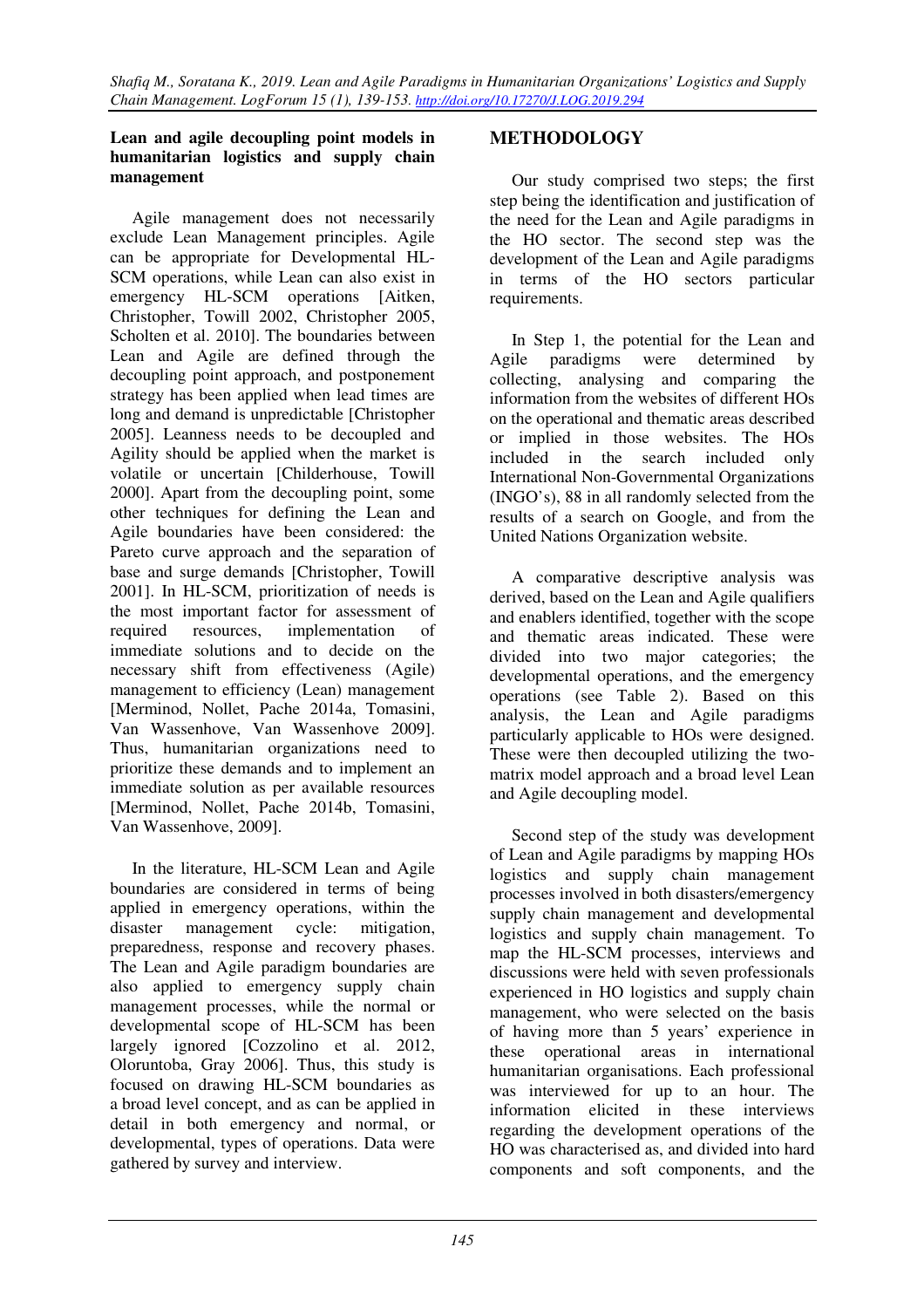### Lean and agile decoupling point models in humanitarian logistics and supply chain management

Agile management does not necessarily exclude Lean Management principles. Agile can be appropriate for Developmental HL-SCM operations, while Lean can also exist in emergency HL-SCM operations [Aitken, Christopher, Towill 2002, Christopher 2005, Scholten et al. 2010]. The boundaries between Lean and Agile are defined through the decoupling point approach, and postponement strategy has been applied when lead times are long and demand is unpredictable [Christopher 2005]. Leanness needs to be decoupled and Agility should be applied when the market is volatile or uncertain [Childerhouse, Towill 2000]. Apart from the decoupling point, some other techniques for defining the Lean and Agile boundaries have been considered: the Pareto curve approach and the separation of base and surge demands [Christopher, Towill 2001]. In HL-SCM, prioritization of needs is the most important factor for assessment of required resources, implementation of immediate solutions and to decide on the necessary shift from effectiveness (Agile) management to efficiency (Lean) management [Merminod, Nollet, Pache 2014a, Tomasini, Van Wassenhove, Van Wassenhove 2009]. Thus, humanitarian organizations need to prioritize these demands and to implement an immediate solution as per available resources [Merminod, Nollet, Pache 2014b, Tomasini, Van Wassenhove, 2009].

In the literature, HL-SCM Lean and Agile boundaries are considered in terms of being applied in emergency operations, within the disaster management cycle: mitigation, preparedness, response and recovery phases. The Lean and Agile paradigm boundaries are also applied to emergency supply chain management processes, while the normal or developmental scope of HL-SCM has been largely ignored [Cozzolino et al. 2012, Oloruntoba, Gray 2006]. Thus, this study is focused on drawing HL-SCM boundaries as a broad level concept, and as can be applied in detail in both emergency and normal, or developmental, types of operations. Data were gathered by survey and interview.

## METHODOLOGY

Our study comprised two steps; the first step being the identification and justification of the need for the Lean and Agile paradigms in the HO sector. The second step was the development of the Lean and Agile paradigms in terms of the HO sectors particular requirements.

In Step 1, the potential for the Lean and Agile paradigms were determined by collecting, analysing and comparing the information from the websites of different HOs on the operational and thematic areas described or implied in those websites. The HOs included in the search included only International Non-Governmental Organizations (INGO's), 88 in all randomly selected from the results of a search on Google, and from the United Nations Organization website.

A comparative descriptive analysis was derived, based on the Lean and Agile qualifiers and enablers identified, together with the scope and thematic areas indicated. These were divided into two major categories; the developmental operations, and the emergency operations (see Table 2). Based on this analysis, the Lean and Agile paradigms particularly applicable to HOs were designed. These were then decoupled utilizing the two-matrix model approach and a broad level Lean and Agile decoupling model.

Second step of the study was development of Lean and Agile paradigms by mapping HOs logistics and supply chain management processes involved in both disasters/emergency supply chain management and developmental logistics and supply chain management. To map the HL-SCM processes, interviews and discussions were held with seven professionals experienced in HO logistics and supply chain management, who were selected on the basis of having more than 5 years' experience in these operational areas in international humanitarian organisations. Each professional was interviewed for up to an hour. The information elicited in these interviews regarding the development operations of the HO was characterised as, and divided into hard components and soft components, and the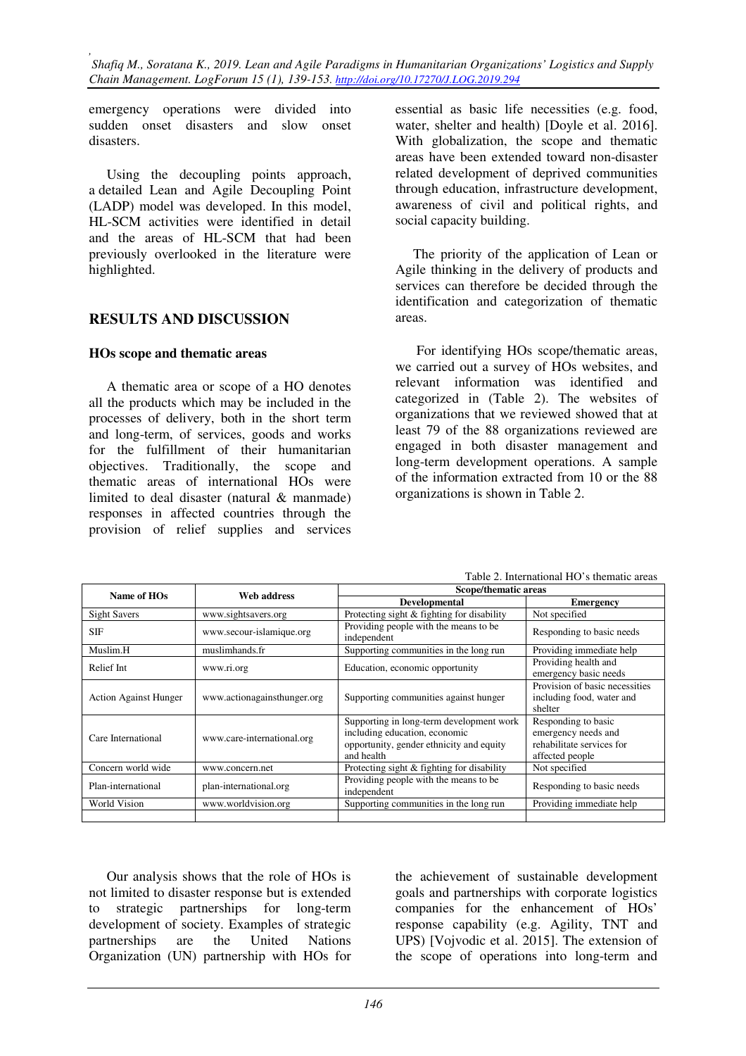emergency operations were divided into sudden onset disasters and slow onset disasters.

Using the decoupling points approach, a detailed Lean and Agile Decoupling Point (LADP) model was developed. In this model, HL-SCM activities were identified in detail and the areas of HL-SCM that had been previously overlooked in the literature were highlighted.

## RESULTS AND DISCUSSION

### HOs scope and thematic areas

A thematic area or scope of a HO denotes all the products which may be included in the processes of delivery, both in the short term and long-term, of services, goods and works for the fulfillment of their humanitarian objectives. Traditionally, the scope and thematic areas of international HOs were limited to deal disaster (natural & manmade) responses in affected countries through the provision of relief supplies and services essential as basic life necessities (e.g. food, water, shelter and health) [Doyle et al. 2016]. With globalization, the scope and thematic areas have been extended toward non-disaster related development of deprived communities through education, infrastructure development, awareness of civil and political rights, and social capacity building.

The priority of the application of Lean or Agile thinking in the delivery of products and services can therefore be decided through the identification and categorization of thematic areas.

For identifying HOs scope/thematic areas, we carried out a survey of HOs websites, and relevant information was identified and categorized in (Table 2). The websites of organizations that we reviewed showed that at least 79 of the 88 organizations reviewed are engaged in both disaster management and long-term development operations. A sample of the information extracted from 10 or the 88 organizations is shown in Table 2.

Table 2. International HO's thematic areas

| Name of HOs | Web address | Scope/thematic areas | |
|---|---|---|---|
| | | Developmental | Emergency |
| Sight Savers | www.sightsavers.org | Protecting sight & fighting for disability | Not specified |
| SIF | www.secour-islamique.org | Providing people with the means to be independent | Responding to basic needs |
| Muslim.H | muslimhands.fr | Supporting communities in the long run | Providing immediate help |
| Relief Int | www.ri.org | Education, economic opportunity | Providing health and emergency basic needs |
| Action Against Hunger | www.actionagainsthunger.org | Supporting communities against hunger | Provision of basic necessities including food, water and shelter |
| Care International | www.care-international.org | Supporting in long-term development work including education, economic opportunity, gender ethnicity and equity and health | Responding to basic emergency needs and rehabilitate services for affected people |
| Concern world wide | www.concern.net | Protecting sight & fighting for disability | Not specified |
| Plan-international | plan-international.org | Providing people with the means to be independent | Responding to basic needs |
| World Vision | www.worldvision.org | Supporting communities in the long run | Providing immediate help |
| | | | |

Our analysis shows that the role of HOs is not limited to disaster response but is extended to strategic partnerships for long-term development of society. Examples of strategic partnerships are the United Nations Organization (UN) partnership with HOs for the achievement of sustainable development goals and partnerships with corporate logistics companies for the enhancement of HOs' response capability (e.g. Agility, TNT and UPS) [Vojvodic et al. 2015]. The extension of the scope of operations into long-term and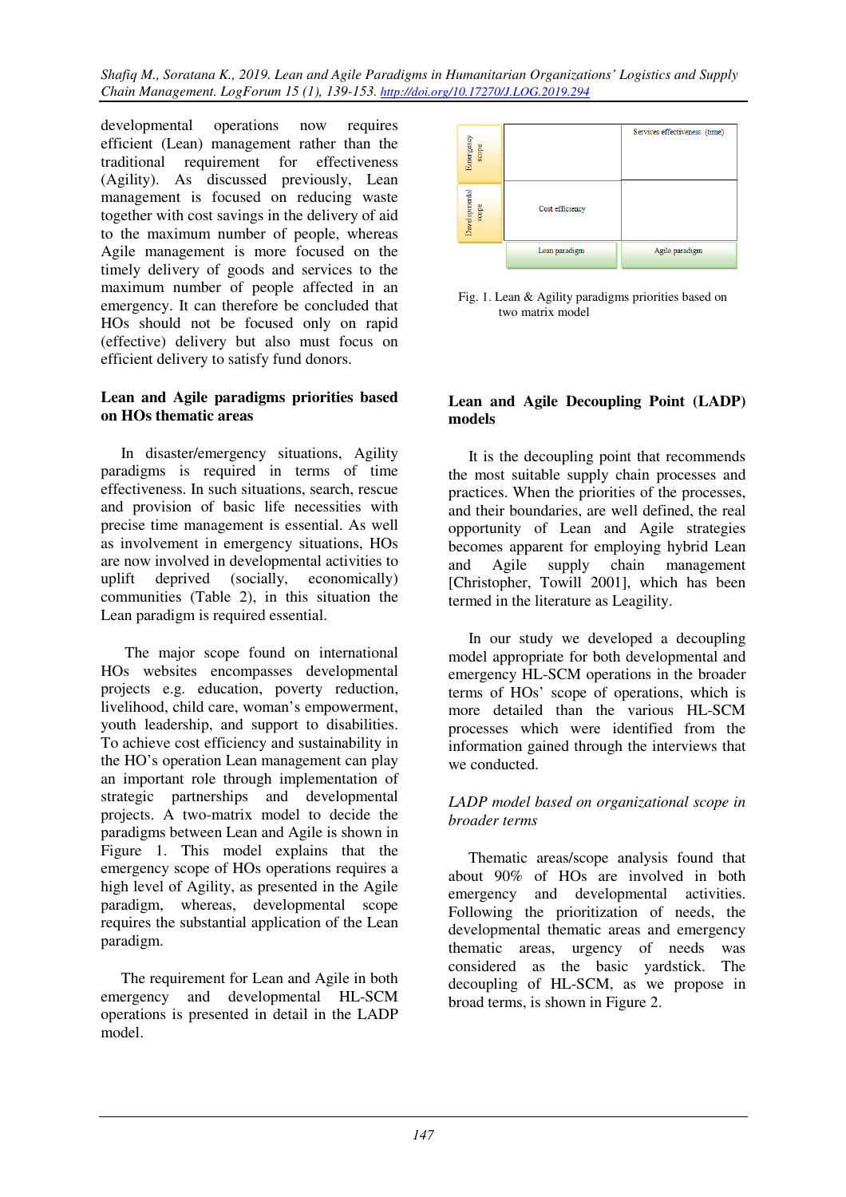developmental operations now requires efficient (Lean) management rather than the traditional requirement for effectiveness (Agility). As discussed previously, Lean management is focused on reducing waste together with cost savings in the delivery of aid to the maximum number of people, whereas Agile management is more focused on the timely delivery of goods and services to the maximum number of people affected in an emergency. It can therefore be concluded that HOs should not be focused only on rapid (effective) delivery but also must focus on efficient delivery to satisfy fund donors.

## Lean and Agile paradigms priorities based on HOs thematic areas

In disaster/emergency situations, Agility paradigms is required in terms of time effectiveness. In such situations, search, rescue and provision of basic life necessities with precise time management is essential. As well as involvement in emergency situations, HOs are now involved in developmental activities to uplift deprived (socially, economically) communities (Table 2), in this situation the Lean paradigm is required essential.

The major scope found on international HOs websites encompasses developmental projects e.g. education, poverty reduction, livelihood, child care, woman's empowerment, youth leadership, and support to disabilities. To achieve cost efficiency and sustainability in the HO's operation Lean management can play an important role through implementation of strategic partnerships and developmental projects. A two-matrix model to decide the paradigms between Lean and Agile is shown in Figure 1. This model explains that the emergency scope of HOs operations requires a high level of Agility, as presented in the Agile paradigm, whereas, developmental scope requires the substantial application of the Lean paradigm.

The requirement for Lean and Agile in both emergency and developmental HL-SCM operations is presented in detail in the LADP model.

| | Lean paradigm | Agile paradigm |
|---|---|---|
| Emergency scope | | Services effectiveness (time) |
| Developmental scope | Cost efficiency | |

Fig. 1. Lean & Agility paradigms priorities based on two matrix model

## Lean and Agile Decoupling Point (LADP) models

It is the decoupling point that recommends the most suitable supply chain processes and practices. When the priorities of the processes, and their boundaries, are well defined, the real opportunity of Lean and Agile strategies becomes apparent for employing hybrid Lean and Agile supply chain management [Christopher, Towill 2001], which has been termed in the literature as Leagility.

In our study we developed a decoupling model appropriate for both developmental and emergency HL-SCM operations in the broader terms of HOs' scope of operations, which is more detailed than the various HL-SCM processes which were identified from the information gained through the interviews that we conducted.

### *LADP model based on organizational scope in broader terms*

Thematic areas/scope analysis found that about 90% of HOs are involved in both emergency and developmental activities. Following the prioritization of needs, the developmental thematic areas and emergency thematic areas, urgency of needs was considered as the basic yardstick. The decoupling of HL-SCM, as we propose in broad terms, is shown in Figure 2.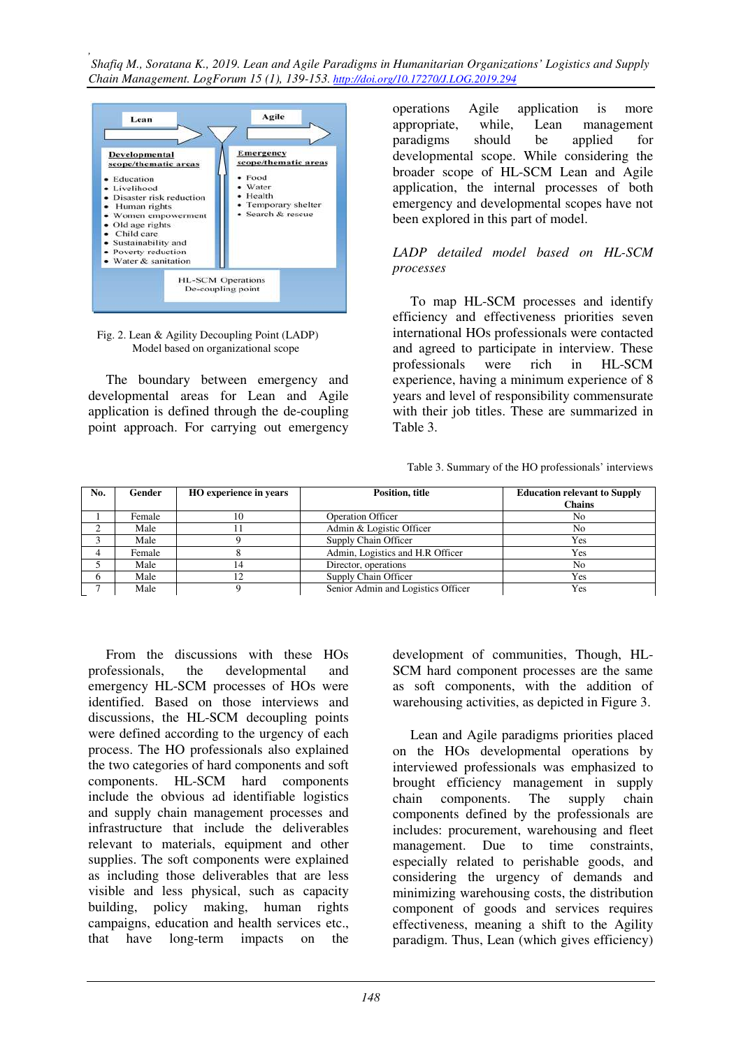Fig. 2. Lean & Agility Decoupling Point (LADP) Model based on organizational scope

The boundary between emergency and developmental areas for Lean and Agile application is defined through the de-coupling point approach. For carrying out emergency operations Agile application is more appropriate, while, Lean management paradigms should be applied for developmental scope. While considering the broader scope of HL-SCM Lean and Agile application, the internal processes of both emergency and developmental scopes have not been explored in this part of model.

*LADP detailed model based on HL-SCM processes*

To map HL-SCM processes and identify efficiency and effectiveness priorities seven international HOs professionals were contacted and agreed to participate in interview. These professionals were rich in HL-SCM experience, having a minimum experience of 8 years and level of responsibility commensurate with their job titles. These are summarized in Table 3.

Table 3. Summary of the HO professionals' interviews

| No. | Gender | HO experience in years | Position, title | Education relevant to Supply Chains |
|---|---|---|---|---|
| 1 | Female | 10 | Operation Officer | No |
| 2 | Male | 11 | Admin & Logistic Officer | No |
| 3 | Male | 9 | Supply Chain Officer | Yes |
| 4 | Female | 8 | Admin, Logistics and H.R Officer | Yes |
| 5 | Male | 14 | Director, operations | No |
| 6 | Male | 12 | Supply Chain Officer | Yes |
| 7 | Male | 9 | Senior Admin and Logistics Officer | Yes |

From the discussions with these HOs professionals, the developmental and emergency HL-SCM processes of HOs were identified. Based on those interviews and discussions, the HL-SCM decoupling points were defined according to the urgency of each process. The HO professionals also explained the two categories of hard components and soft components. HL-SCM hard components include the obvious ad identifiable logistics and supply chain management processes and infrastructure that include the deliverables relevant to materials, equipment and other supplies. The soft components were explained as including those deliverables that are less visible and less physical, such as capacity building, policy making, human rights campaigns, education and health services etc., that have long-term impacts on the development of communities, Though, HL-SCM hard component processes are the same as soft components, with the addition of warehousing activities, as depicted in Figure 3.

Lean and Agile paradigms priorities placed on the HOs developmental operations by interviewed professionals was emphasized to brought efficiency management in supply chain components. The supply chain components defined by the professionals are includes: procurement, warehousing and fleet management. Due to time constraints, especially related to perishable goods, and considering the urgency of demands and minimizing warehousing costs, the distribution component of goods and services requires effectiveness, meaning a shift to the Agility paradigm. Thus, Lean (which gives efficiency)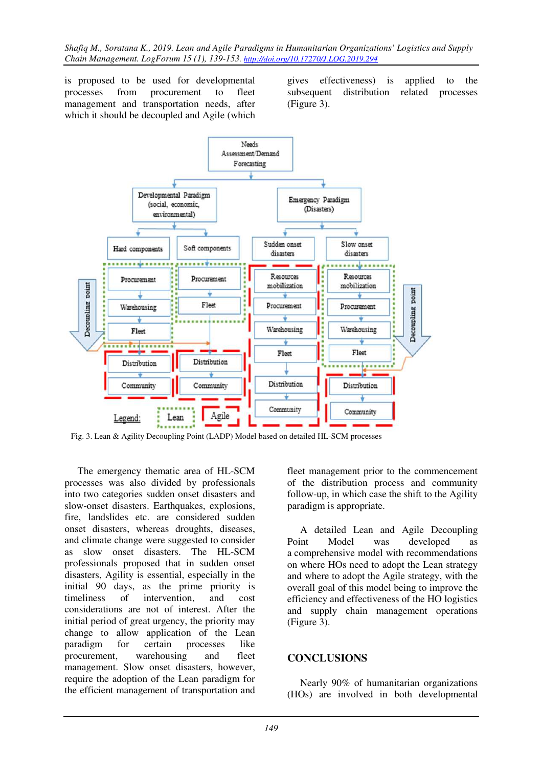is proposed to be used for developmental processes from procurement to fleet management and transportation needs, after which it should be decoupled and Agile (which gives effectiveness) is applied to the subsequent distribution related processes (Figure 3).

Fig. 3. Lean & Agility Decoupling Point (LADP) Model based on detailed HL-SCM processes

The emergency thematic area of HL-SCM processes was also divided by professionals into two categories sudden onset disasters and slow-onset disasters. Earthquakes, explosions, fire, landslides etc. are considered sudden onset disasters, whereas droughts, diseases, and climate change were suggested to consider as slow onset disasters. The HL-SCM professionals proposed that in sudden onset disasters, Agility is essential, especially in the initial 90 days, as the prime priority is timeliness of intervention, and cost considerations are not of interest. After the initial period of great urgency, the priority may change to allow application of the Lean paradigm for certain processes like procurement, warehousing and fleet management. Slow onset disasters, however, require the adoption of the Lean paradigm for the efficient management of transportation and fleet management prior to the commencement of the distribution process and community follow-up, in which case the shift to the Agility paradigm is appropriate.

A detailed Lean and Agile Decoupling Point Model was developed as a comprehensive model with recommendations on where HOs need to adopt the Lean strategy and where to adopt the Agile strategy, with the overall goal of this model being to improve the efficiency and effectiveness of the HO logistics and supply chain management operations (Figure 3).

## CONCLUSIONS

Nearly 90% of humanitarian organizations (HOs) are involved in both developmental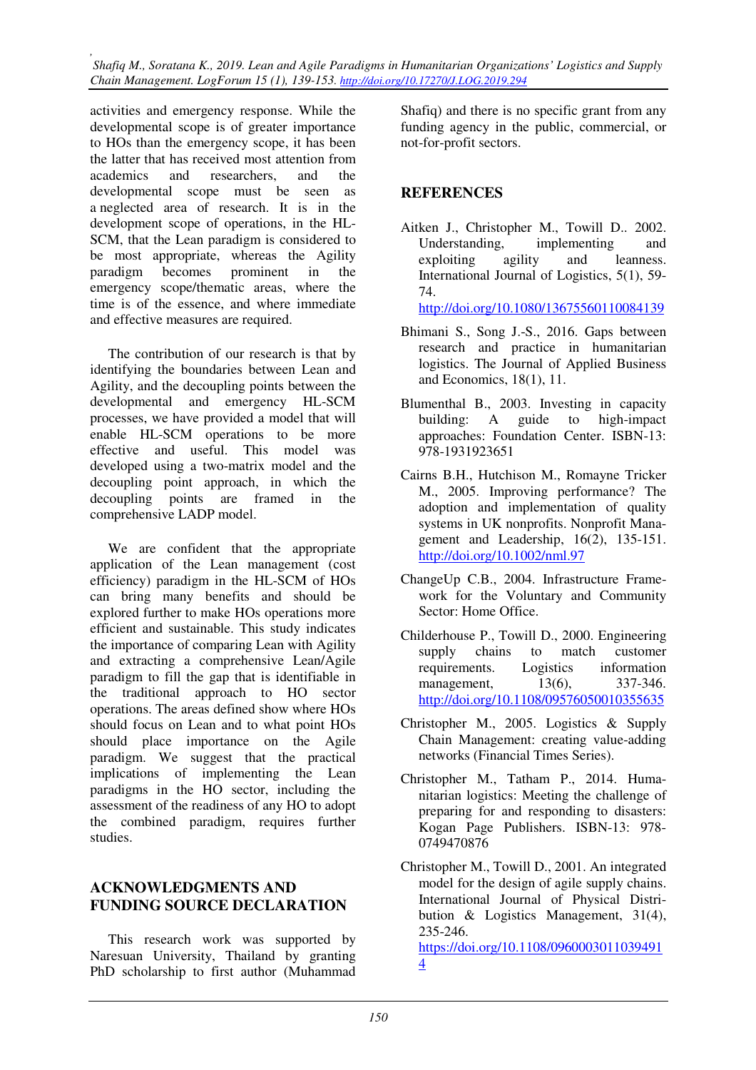activities and emergency response. While the developmental scope is of greater importance to HOs than the emergency scope, it has been the latter that has received most attention from academics and researchers, and the developmental scope must be seen as a neglected area of research. It is in the development scope of operations, in the HL-SCM, that the Lean paradigm is considered to be most appropriate, whereas the Agility paradigm becomes prominent in the emergency scope/thematic areas, where the time is of the essence, and where immediate and effective measures are required.

The contribution of our research is that by identifying the boundaries between Lean and Agility, and the decoupling points between the developmental and emergency HL-SCM processes, we have provided a model that will enable HL-SCM operations to be more effective and useful. This model was developed using a two-matrix model and the decoupling point approach, in which the decoupling points are framed in the comprehensive LADP model.

We are confident that the appropriate application of the Lean management (cost efficiency) paradigm in the HL-SCM of HOs can bring many benefits and should be explored further to make HOs operations more efficient and sustainable. This study indicates the importance of comparing Lean with Agility and extracting a comprehensive Lean/Agile paradigm to fill the gap that is identifiable in the traditional approach to HO sector operations. The areas defined show where HOs should focus on Lean and to what point HOs should place importance on the Agile paradigm. We suggest that the practical implications of implementing the Lean paradigms in the HO sector, including the assessment of the readiness of any HO to adopt the combined paradigm, requires further studies.

## ACKNOWLEDGMENTS AND FUNDING SOURCE DECLARATION

This research work was supported by Naresuan University, Thailand by granting PhD scholarship to first author (Muhammad Shafiq) and there is no specific grant from any funding agency in the public, commercial, or not-for-profit sectors.

## REFERENCES

Aitken J., Christopher M., Towill D.. 2002. Understanding, implementing and exploiting agility and leanness. International Journal of Logistics, 5(1), 59-74. http://doi.org/10.1080/13675560110084139

Bhimani S., Song J.-S., 2016. Gaps between research and practice in humanitarian logistics. The Journal of Applied Business and Economics, 18(1), 11.

Blumenthal B., 2003. Investing in capacity building: A guide to high-impact approaches: Foundation Center. ISBN-13: 978-1931923651

Cairns B.H., Hutchison M., Romayne Tricker M., 2005. Improving performance? The adoption and implementation of quality systems in UK nonprofits. Nonprofit Management and Leadership, 16(2), 135-151. http://doi.org/10.1002/nml.97

ChangeUp C.B., 2004. Infrastructure Framework for the Voluntary and Community Sector: Home Office.

Childerhouse P., Towill D., 2000. Engineering supply chains to match customer requirements. Logistics information management, 13(6), 337-346. http://doi.org/10.1108/09576050010355635

Christopher M., 2005. Logistics & Supply Chain Management: creating value-adding networks (Financial Times Series).

Christopher M., Tatham P., 2014. Humanitarian logistics: Meeting the challenge of preparing for and responding to disasters: Kogan Page Publishers. ISBN-13: 978-0749470876

Christopher M., Towill D., 2001. An integrated model for the design of agile supply chains. International Journal of Physical Distribution & Logistics Management, 31(4), 235-246. https://doi.org/10.1108/09600030110394914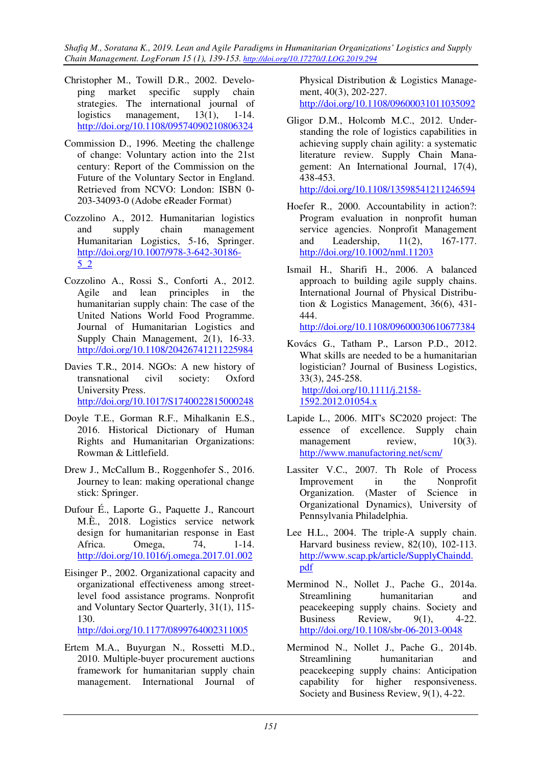Christopher M., Towill D.R., 2002. Developing market specific supply chain strategies. The international journal of logistics management, 13(1), 1-14. http://doi.org/10.1108/09574090210806324

Commission D., 1996. Meeting the challenge of change: Voluntary action into the 21st century: Report of the Commission on the Future of the Voluntary Sector in England. Retrieved from NCVO: London: ISBN 0-203-34093-0 (Adobe eReader Format)

Cozzolino A., 2012. Humanitarian logistics and supply chain management Humanitarian Logistics, 5-16, Springer. http://doi.org/10.1007/978-3-642-30186-5_2

Cozzolino A., Rossi S., Conforti A., 2012. Agile and lean principles in the humanitarian supply chain: The case of the United Nations World Food Programme. Journal of Humanitarian Logistics and Supply Chain Management, 2(1), 16-33. http://doi.org/10.1108/20426741211225984

Davies T.R., 2014. NGOs: A new history of transnational civil society: Oxford University Press. http://doi.org/10.1017/S1740022815000248

Doyle T.E., Gorman R.F., Mihalkanin E.S., 2016. Historical Dictionary of Human Rights and Humanitarian Organizations: Rowman & Littlefield.

Drew J., McCallum B., Roggenhofer S., 2016. Journey to lean: making operational change stick: Springer.

Dufour É., Laporte G., Paquette J., Rancourt M.È., 2018. Logistics service network design for humanitarian response in East Africa. Omega, 74, 1-14. http://doi.org/10.1016/j.omega.2017.01.002

Eisinger P., 2002. Organizational capacity and organizational effectiveness among street-level food assistance programs. Nonprofit and Voluntary Sector Quarterly, 31(1), 115-130. http://doi.org/10.1177/0899764002311005

Ertem M.A., Buyurgan N., Rossetti M.D., 2010. Multiple-buyer procurement auctions framework for humanitarian supply chain management. International Journal of Physical Distribution & Logistics Management, 40(3), 202-227. http://doi.org/10.1108/09600031011035092

Gligor D.M., Holcomb M.C., 2012. Understanding the role of logistics capabilities in achieving supply chain agility: a systematic literature review. Supply Chain Management: An International Journal, 17(4), 438-453. http://doi.org/10.1108/13598541211246594

Hoefer R., 2000. Accountability in action?: Program evaluation in nonprofit human service agencies. Nonprofit Management and Leadership, 11(2), 167-177. http://doi.org/10.1002/nml.11203

Ismail H., Sharifi H., 2006. A balanced approach to building agile supply chains. International Journal of Physical Distribution & Logistics Management, 36(6), 431-444. http://doi.org/10.1108/09600030610677384

Kovács G., Tatham P., Larson P.D., 2012. What skills are needed to be a humanitarian logistician? Journal of Business Logistics, 33(3), 245-258. http://doi.org/10.1111/j.2158-1592.2012.01054.x

Lapide L., 2006. MIT's SC2020 project: The essence of excellence. Supply chain management review, 10(3). http://www.manufactoring.net/scm/

Lassiter V.C., 2007. Th Role of Process Improvement in the Nonprofit Organization. (Master of Science in Organizational Dynamics), University of Pennsylvania Philadelphia.

Lee H.L., 2004. The triple-A supply chain. Harvard business review, 82(10), 102-113. http://www.scap.pk/article/SupplyChaindd.pdf

Merminod N., Nollet J., Pache G., 2014a. Streamlining humanitarian and peacekeeping supply chains. Society and Business Review, 9(1), 4-22. http://doi.org/10.1108/sbr-06-2013-0048

Merminod N., Nollet J., Pache G., 2014b. Streamlining humanitarian and peacekeeping supply chains: Anticipation capability for higher responsiveness. Society and Business Review, 9(1), 4-22.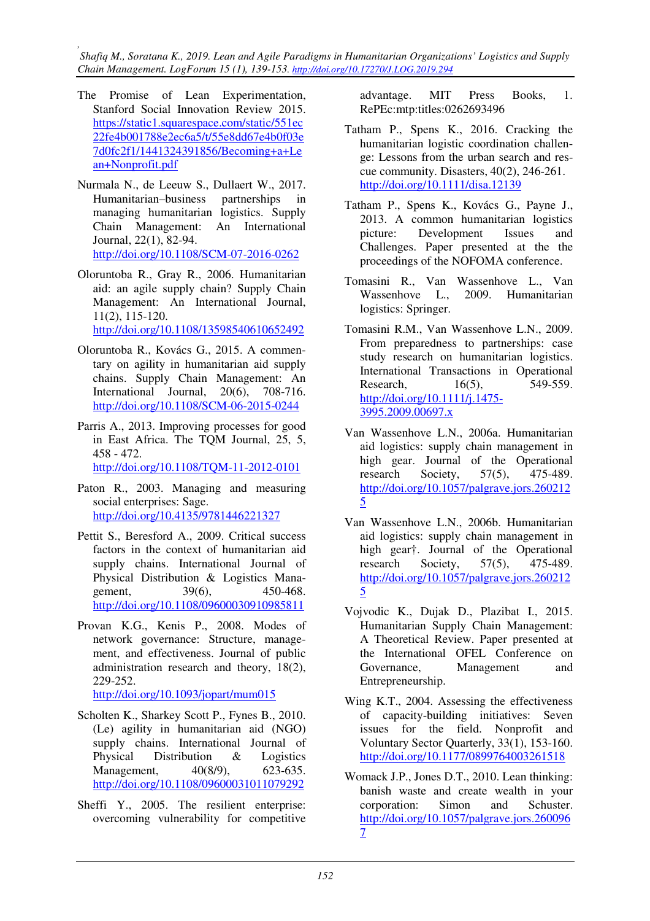The Promise of Lean Experimentation, Stanford Social Innovation Review 2015. https://static1.squarespace.com/static/551ec22fe4b001788e2ec6a5/t/55e8dd67e4b0f03e7d0fc2f1/1441324391856/Becoming+a+Lean+Nonprofit.pdf

Nurmala N., de Leeuw S., Dullaert W., 2017. Humanitarian–business partnerships in managing humanitarian logistics. Supply Chain Management: An International Journal, 22(1), 82-94. http://doi.org/10.1108/SCM-07-2016-0262

Oloruntoba R., Gray R., 2006. Humanitarian aid: an agile supply chain? Supply Chain Management: An International Journal, 11(2), 115-120. http://doi.org/10.1108/13598540610652492

Oloruntoba R., Kovács G., 2015. A commentary on agility in humanitarian aid supply chains. Supply Chain Management: An International Journal, 20(6), 708-716. http://doi.org/10.1108/SCM-06-2015-0244

Parris A., 2013. Improving processes for good in East Africa. The TQM Journal, 25, 5, 458 - 472. http://doi.org/10.1108/TQM-11-2012-0101

Paton R., 2003. Managing and measuring social enterprises: Sage. http://doi.org/10.4135/9781446221327

Pettit S., Beresford A., 2009. Critical success factors in the context of humanitarian aid supply chains. International Journal of Physical Distribution & Logistics Management, 39(6), 450-468. http://doi.org/10.1108/09600030910985811

Provan K.G., Kenis P., 2008. Modes of network governance: Structure, management, and effectiveness. Journal of public administration research and theory, 18(2), 229-252. http://doi.org/10.1093/jopart/mum015

Scholten K., Sharkey Scott P., Fynes B., 2010. (Le) agility in humanitarian aid (NGO) supply chains. International Journal of Physical Distribution & Logistics Management, 40(8/9), 623-635. http://doi.org/10.1108/09600031011079292

Sheffi Y., 2005. The resilient enterprise: overcoming vulnerability for competitive advantage. MIT Press Books, 1. RePEc:mtp:titles:0262693496

Tatham P., Spens K., 2016. Cracking the humanitarian logistic coordination challenge: Lessons from the urban search and rescue community. Disasters, 40(2), 246-261. http://doi.org/10.1111/disa.12139

Tatham P., Spens K., Kovács G., Payne J., 2013. A common humanitarian logistics picture: Development Issues and Challenges. Paper presented at the the proceedings of the NOFOMA conference.

Tomasini R., Van Wassenhove L., Van Wassenhove L., 2009. Humanitarian logistics: Springer.

Tomasini R.M., Van Wassenhove L.N., 2009. From preparedness to partnerships: case study research on humanitarian logistics. International Transactions in Operational Research, 16(5), 549-559. http://doi.org/10.1111/j.1475-3995.2009.00697.x

Van Wassenhove L.N., 2006a. Humanitarian aid logistics: supply chain management in high gear. Journal of the Operational research Society, 57(5), 475-489. http://doi.org/10.1057/palgrave.jors.2602125

Van Wassenhove L.N., 2006b. Humanitarian aid logistics: supply chain management in high gear†. Journal of the Operational research Society, 57(5), 475-489. http://doi.org/10.1057/palgrave.jors.2602125

Vojvodic K., Dujak D., Plazibat I., 2015. Humanitarian Supply Chain Management: A Theoretical Review. Paper presented at the International OFEL Conference on Governance, Management and Entrepreneurship.

Wing K.T., 2004. Assessing the effectiveness of capacity-building initiatives: Seven issues for the field. Nonprofit and Voluntary Sector Quarterly, 33(1), 153-160. http://doi.org/10.1177/0899764003261518

Womack J.P., Jones D.T., 2010. Lean thinking: banish waste and create wealth in your corporation: Simon and Schuster. http://doi.org/10.1057/palgrave.jors.2600967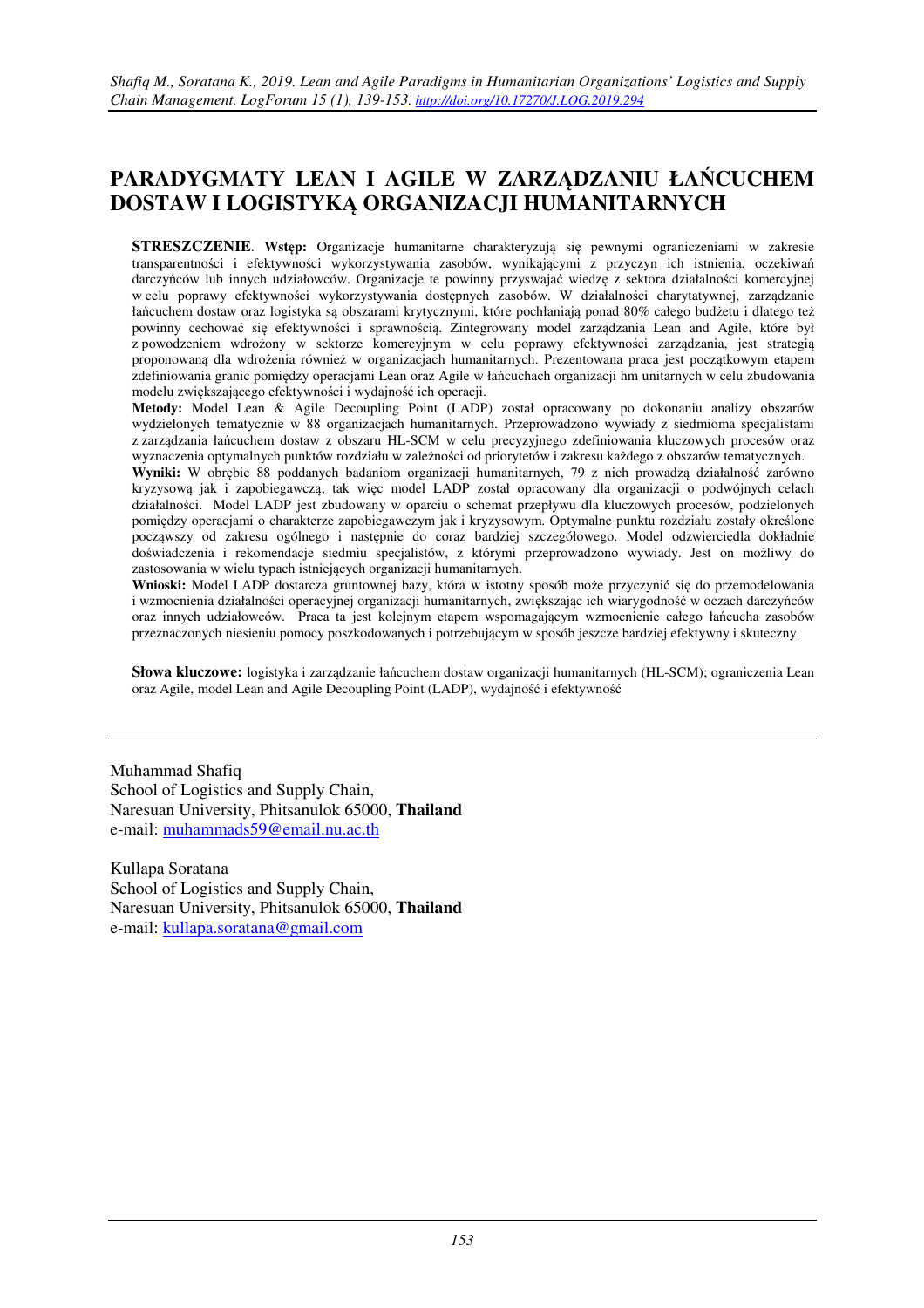# PARADYGMATY LEAN I AGILE W ZARZĄDZANIU ŁAŃCUCHEM DOSTAW I LOGISTYKĄ ORGANIZACJI HUMANITARNYCH

**STRESZCZENIE**. **Wstęp:** Organizacje humanitarne charakteryzują się pewnymi ograniczeniami w zakresie transparentności i efektywności wykorzystywania zasobów, wynikającymi z przyczyn ich istnienia, oczekiwań darczyńców lub innych udziałowców. Organizacje te powinny przyswajać wiedzę z sektora działalności komercyjnej w celu poprawy efektywności wykorzystywania dostępnych zasobów. W działalności charytatywnej, zarządzanie łańcuchem dostaw oraz logistyka są obszarami krytycznymi, które pochłaniają ponad 80% całego budżetu i dlatego też powinny cechować się efektywności i sprawnością. Zintegrowany model zarządzania Lean and Agile, które był z powodzeniem wdrożony w sektorze komercyjnym w celu poprawy efektywności zarządzania, jest strategią proponowaną dla wdrożenia również w organizacjach humanitarnych. Prezentowana praca jest początkowym etapem zdefiniowania granic pomiędzy operacjami Lean oraz Agile w łańcuchach organizacji hm unitarnych w celu zbudowania modelu zwiększającego efektywności i wydajność ich operacji.

**Metody:** Model Lean & Agile Decoupling Point (LADP) został opracowany po dokonaniu analizy obszarów wydzielonych tematycznie w 88 organizacjach humanitarnych. Przeprowadzono wywiady z siedmioma specjalistami z zarządzania łańcuchem dostaw z obszaru HL-SCM w celu precyzyjnego zdefiniowania kluczowych procesów oraz wyznaczenia optymalnych punktów rozdziału w zależności od priorytetów i zakresu każdego z obszarów tematycznych.

**Wyniki:** W obrębie 88 poddanych badaniom organizacji humanitarnych, 79 z nich prowadzą działalność zarówno kryzysową jak i zapobiegawczą, tak więc model LADP został opracowany dla organizacji o podwójnych celach działalności. Model LADP jest zbudowany w oparciu o schemat przepływu dla kluczowych procesów, podzielonych pomiędzy operacjami o charakterze zapobiegawczym jak i kryzysowym. Optymalne punktu rozdziału zostały określone począwszy od zakresu ogólnego i następnie do coraz bardziej szczegółowego. Model odzwierciedla dokładnie doświadczenia i rekomendacje siedmiu specjalistów, z którymi przeprowadzono wywiady. Jest on możliwy do zastosowania w wielu typach istniejących organizacji humanitarnych.

**Wnioski:** Model LADP dostarcza gruntownej bazy, która w istotny sposób może przyczynić się do przemodelowania i wzmocnienia działalności operacyjnej organizacji humanitarnych, zwiększając ich wiarygodność w oczach darczyńców oraz innych udziałowców. Praca ta jest kolejnym etapem wspomagającym wzmocnienie całego łańcucha zasobów przeznaczonych niesieniu pomocy poszkodowanych i potrzebującym w sposób jeszcze bardziej efektywny i skuteczny.

**Słowa kluczowe:** logistyka i zarządzanie łańcuchem dostaw organizacji humanitarnych (HL-SCM); ograniczenia Lean oraz Agile, model Lean and Agile Decoupling Point (LADP), wydajność i efektywność

---

Muhammad Shafiq
School of Logistics and Supply Chain,
Naresuan University, Phitsanulok 65000, **Thailand**
e-mail: muhammads59@email.nu.ac.th

Kullapa Soratana
School of Logistics and Supply Chain,
Naresuan University, Phitsanulok 65000, **Thailand**
e-mail: kullapa.soratana@gmail.com